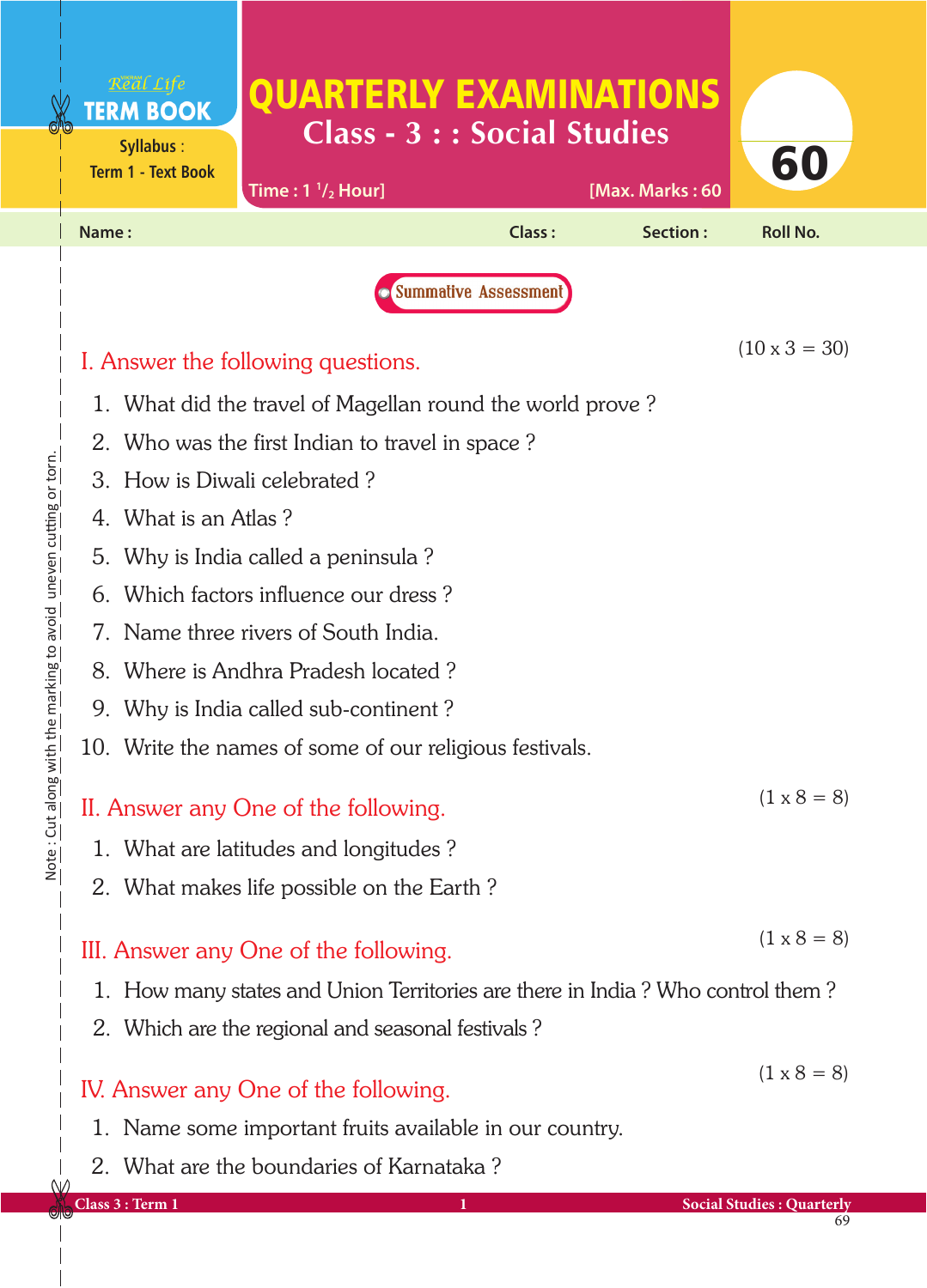Real Life
**TERM BOOK**
Syllabus : Term 1 - Text Book

# QUARTERLY EXAMINATIONS

## Class - 3 : : Social Studies

Time : 1 ½ Hour] [Max. Marks : 60

**60**

Name : Class : Section : Roll No.

**Summative Assessment**

### I. Answer the following questions. (10 x 3 = 30)

1. What did the travel of Magellan round the world prove ?
2. Who was the first Indian to travel in space ?
3. How is Diwali celebrated ?
4. What is an Atlas ?
5. Why is India called a peninsula ?
6. Which factors influence our dress ?
7. Name three rivers of South India.
8. Where is Andhra Pradesh located ?
9. Why is India called sub-continent ?
10. Write the names of some of our religious festivals.

### II. Answer any One of the following. (1 x 8 = 8)

1. What are latitudes and longitudes ?
2. What makes life possible on the Earth ?

### III. Answer any One of the following. (1 x 8 = 8)

1. How many states and Union Territories are there in India ? Who control them ?
2. Which are the regional and seasonal festivals ?

### IV. Answer any One of the following. (1 x 8 = 8)

1. Name some important fruits available in our country.
2. What are the boundaries of Karnataka ?

Note : Cut along with the marking to avoid uneven cutting or torn.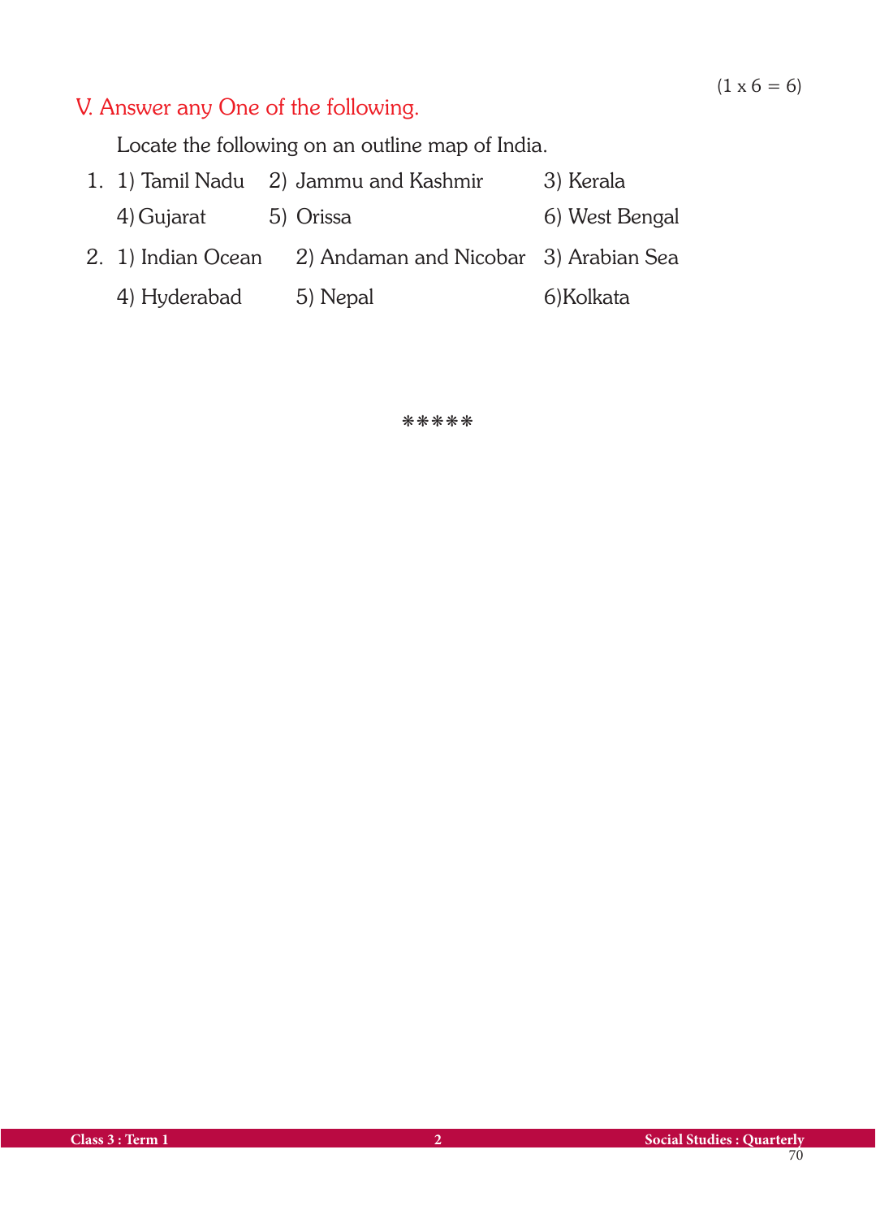## V. Answer any One of the following. (1 x 6 = 6)

Locate the following on an outline map of India.

1. 1) Tamil Nadu 2) Jammu and Kashmir 3) Kerala
   4) Gujarat 5) Orissa 6) West Bengal
2. 1) Indian Ocean 2) Andaman and Nicobar 3) Arabian Sea
   4) Hyderabad 5) Nepal 6)Kolkata

*****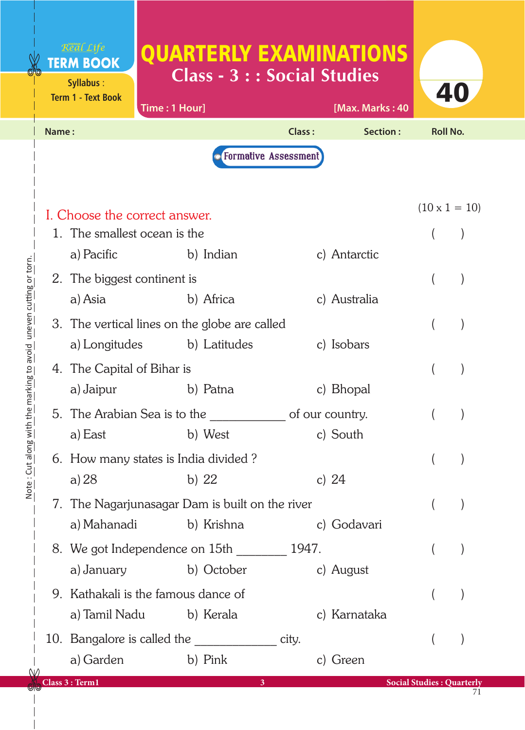Vikram Real Life **TERM BOOK**

Syllabus : Term 1 - Text Book

# QUARTERLY EXAMINATIONS

## Class - 3 : : Social Studies

Time : 1 Hour] [Max. Marks : 40

**40**

Name : Class : Section : Roll No.

**Formative Assessment**

### I. Choose the correct answer. (10 x 1 = 10)

1. The smallest ocean is the ( )
   a) Pacific b) Indian c) Antarctic

2. The biggest continent is ( )
   a) Asia b) Africa c) Australia

3. The vertical lines on the globe are called ( )
   a) Longitudes b) Latitudes c) Isobars

4. The Capital of Bihar is ( )
   a) Jaipur b) Patna c) Bhopal

5. The Arabian Sea is to the ___________ of our country. ( )
   a) East b) West c) South

6. How many states is India divided ? ( )
   a) 28 b) 22 c) 24

7. The Nagarjunasagar Dam is built on the river ( )
   a) Mahanadi b) Krishna c) Godavari

8. We got Independence on 15th ________ 1947. ( )
   a) January b) October c) August

9. Kathakali is the famous dance of ( )
   a) Tamil Nadu b) Kerala c) Karnataka

10. Bangalore is called the ____________ city. ( )
    a) Garden b) Pink c) Green

Note : Cut along with the marking to avoid uneven cutting or torn.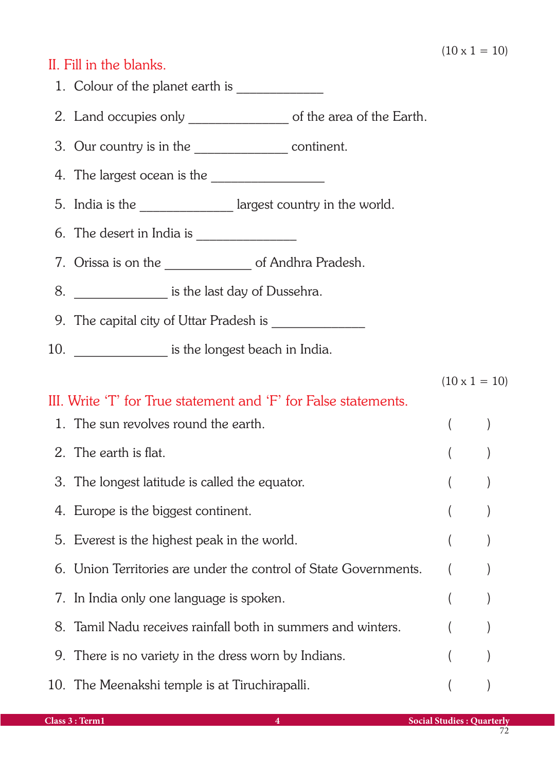(10 x 1 = 10)

## II. Fill in the blanks.

1. Colour of the planet earth is _____________
2. Land occupies only _______________ of the area of the Earth.
3. Our country is in the ______________ continent.
4. The largest ocean is the _________________
5. India is the ______________ largest country in the world.
6. The desert in India is _______________
7. Orissa is on the _____________ of Andhra Pradesh.
8. ______________ is the last day of Dussehra.
9. The capital city of Uttar Pradesh is ______________
10. ______________ is the longest beach in India.

(10 x 1 = 10)

## III. Write 'T' for True statement and 'F' for False statements.

1. The sun revolves round the earth. (  )
2. The earth is flat. (  )
3. The longest latitude is called the equator. (  )
4. Europe is the biggest continent. (  )
5. Everest is the highest peak in the world. (  )
6. Union Territories are under the control of State Governments. (  )
7. In India only one language is spoken. (  )
8. Tamil Nadu receives rainfall both in summers and winters. (  )
9. There is no variety in the dress worn by Indians. (  )
10. The Meenakshi temple is at Tiruchirapalli. (  )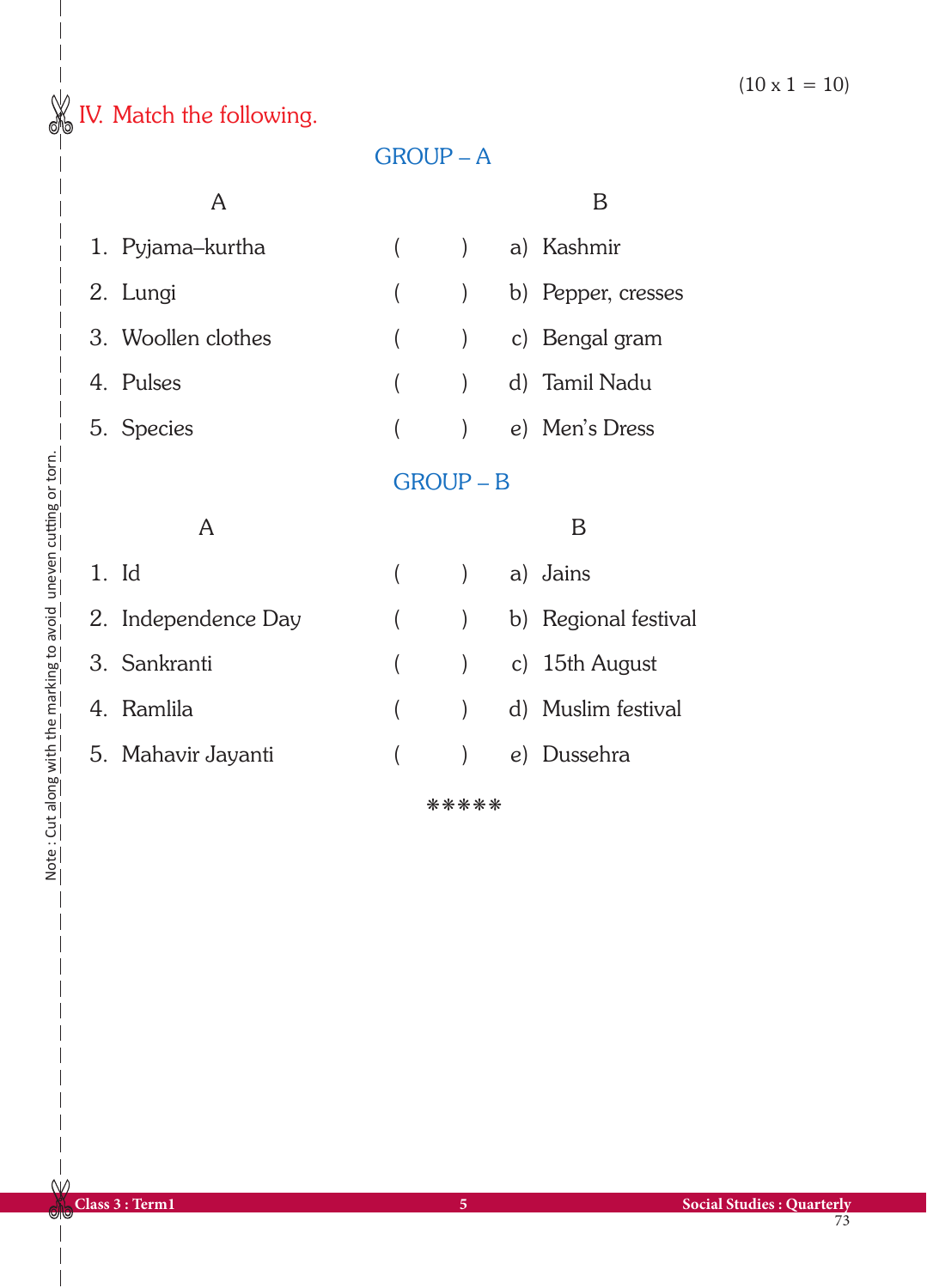(10 x 1 = 10)

## IV. Match the following.

### GROUP – A

| A | | B |
|---|---|---|
| 1. Pyjama–kurtha | (     ) | a) Kashmir |
| 2. Lungi | (     ) | b) Pepper, cresses |
| 3. Woollen clothes | (     ) | c) Bengal gram |
| 4. Pulses | (     ) | d) Tamil Nadu |
| 5. Species | (     ) | e) Men's Dress |

### GROUP – B

| A | | B |
|---|---|---|
| 1. Id | (     ) | a) Jains |
| 2. Independence Day | (     ) | b) Regional festival |
| 3. Sankranti | (     ) | c) 15th August |
| 4. Ramlila | (     ) | d) Muslim festival |
| 5. Mahavir Jayanti | (     ) | e) Dussehra |

*****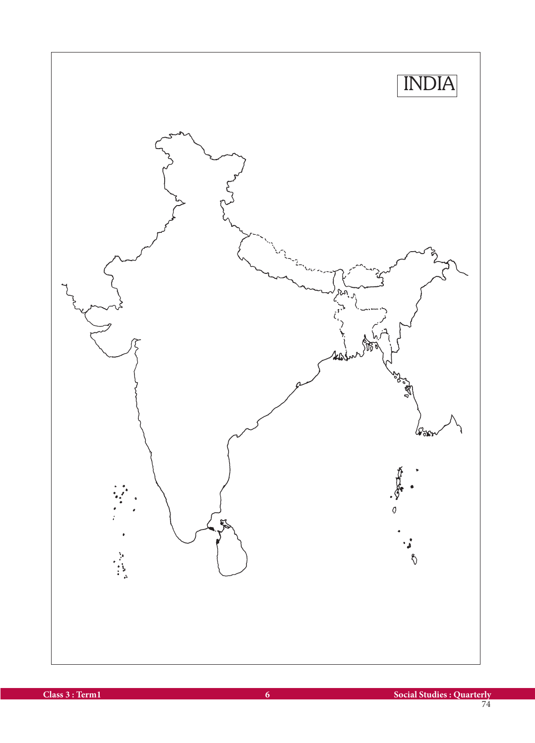INDIA